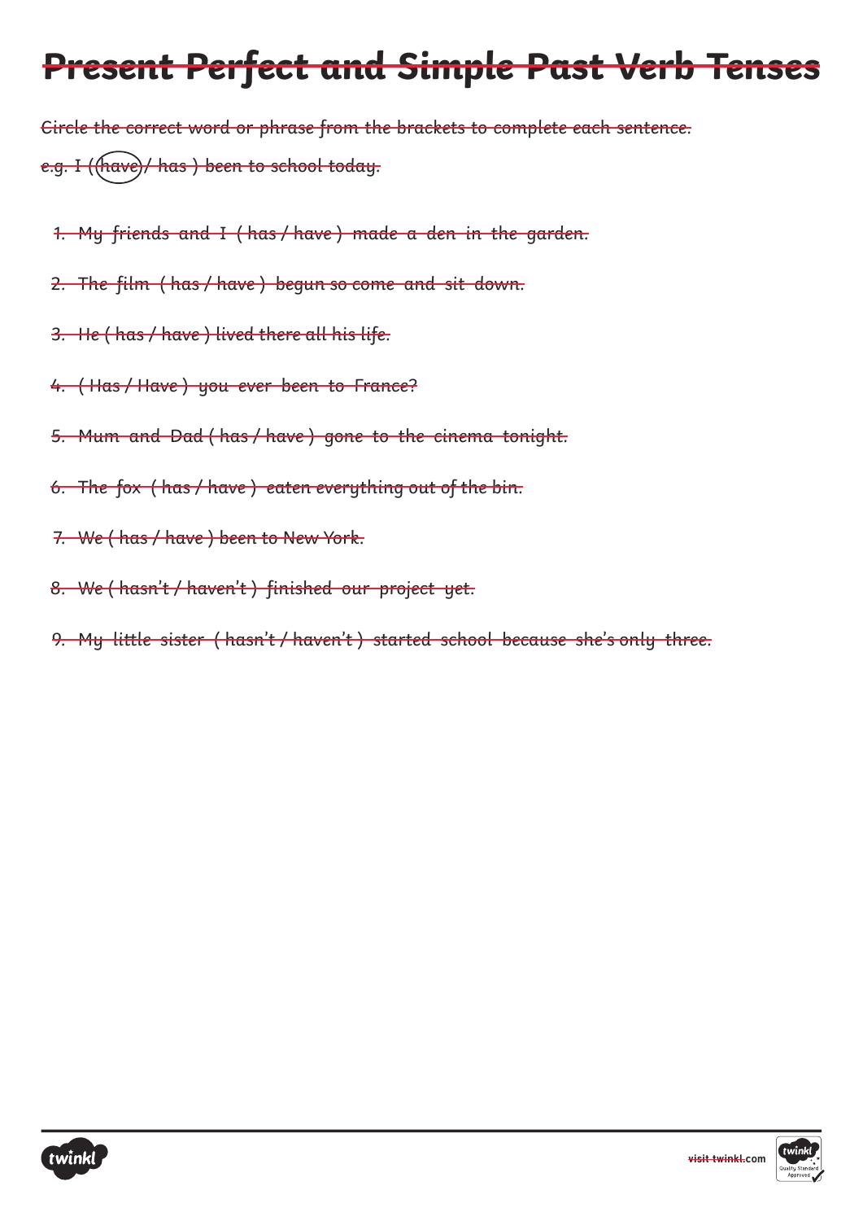# ~~Present Perfect and Simple Past Verb Tenses~~

~~Circle the correct word or phrase from the brackets to complete each sentence.~~

~~e.g. I ( have / has ) been to school today.~~

1. ~~My friends and I ( has / have ) made a den in the garden.~~
2. ~~The film ( has / have ) begun so come and sit down.~~
3. ~~He ( has / have ) lived there all his life.~~
4. ~~( Has / Have ) you ever been to France?~~
5. ~~Mum and Dad ( has / have ) gone to the cinema tonight.~~
6. ~~The fox ( has / have ) eaten everything out of the bin.~~
7. ~~We ( has / have ) been to New York.~~
8. ~~We ( hasn't / haven't ) finished our project yet.~~
9. ~~My little sister ( hasn't / haven't ) started school because she's only three.~~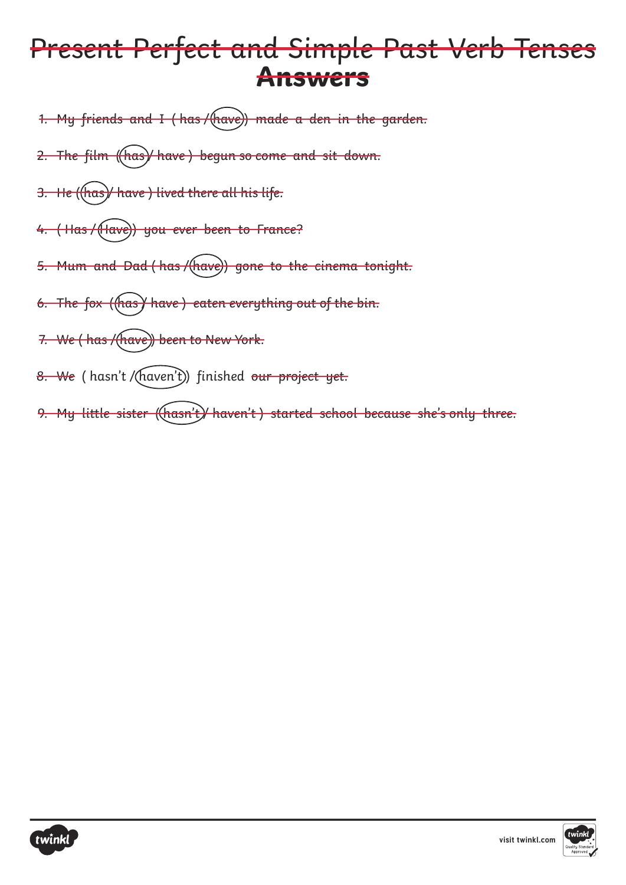# Present Perfect and Simple Past Verb Tenses

## Answers

1. My friends and I ( has / (have) ) made a den in the garden.
2. The film ( (has) / have ) begun so come and sit down.
3. He ( (has) / have ) lived there all his life.
4. ( Has / (Have) ) you ever been to France?
5. Mum and Dad ( has / (have) ) gone to the cinema tonight.
6. The fox ( (has) / have ) eaten everything out of the bin.
7. We ( has / (have) ) been to New York.
8. We ( hasn't / (haven't) ) finished our project yet.
9. My little sister ( (hasn't) / haven't ) started school because she's only three.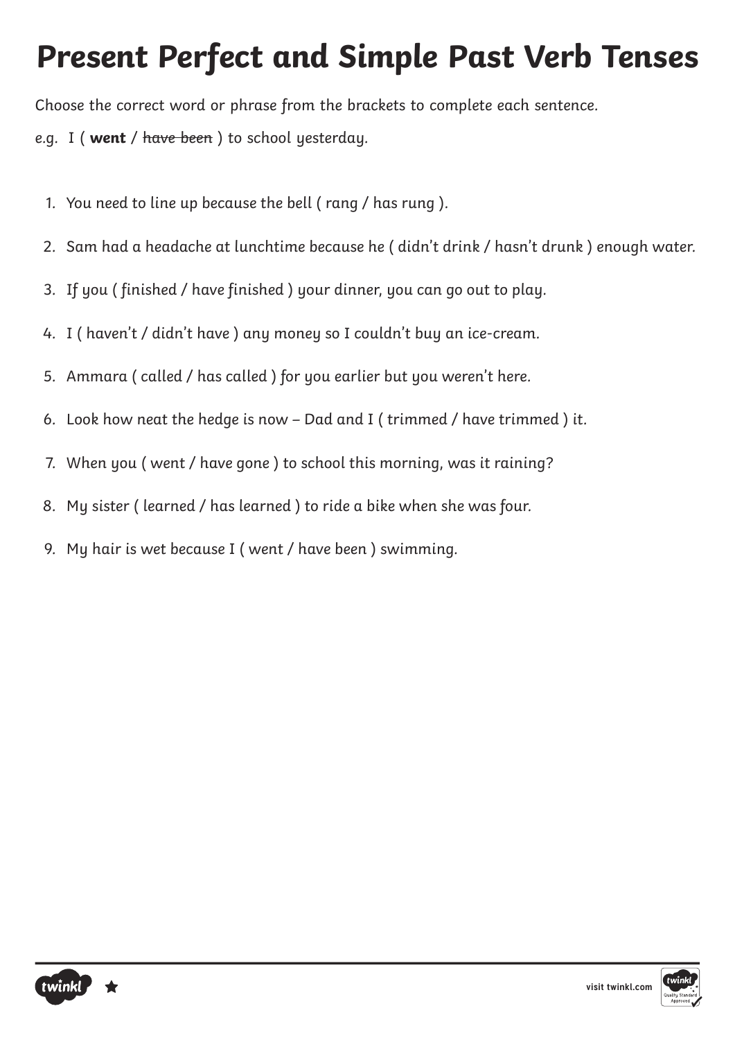# Present Perfect and Simple Past Verb Tenses

Choose the correct word or phrase from the brackets to complete each sentence.

e.g. I ( **went** / ~~have been~~ ) to school yesterday.

1. You need to line up because the bell ( rang / has rung ).
2. Sam had a headache at lunchtime because he ( didn't drink / hasn't drunk ) enough water.
3. If you ( finished / have finished ) your dinner, you can go out to play.
4. I ( haven't / didn't have ) any money so I couldn't buy an ice-cream.
5. Ammara ( called / has called ) for you earlier but you weren't here.
6. Look how neat the hedge is now – Dad and I ( trimmed / have trimmed ) it.
7. When you ( went / have gone ) to school this morning, was it raining?
8. My sister ( learned / has learned ) to ride a bike when she was four.
9. My hair is wet because I ( went / have been ) swimming.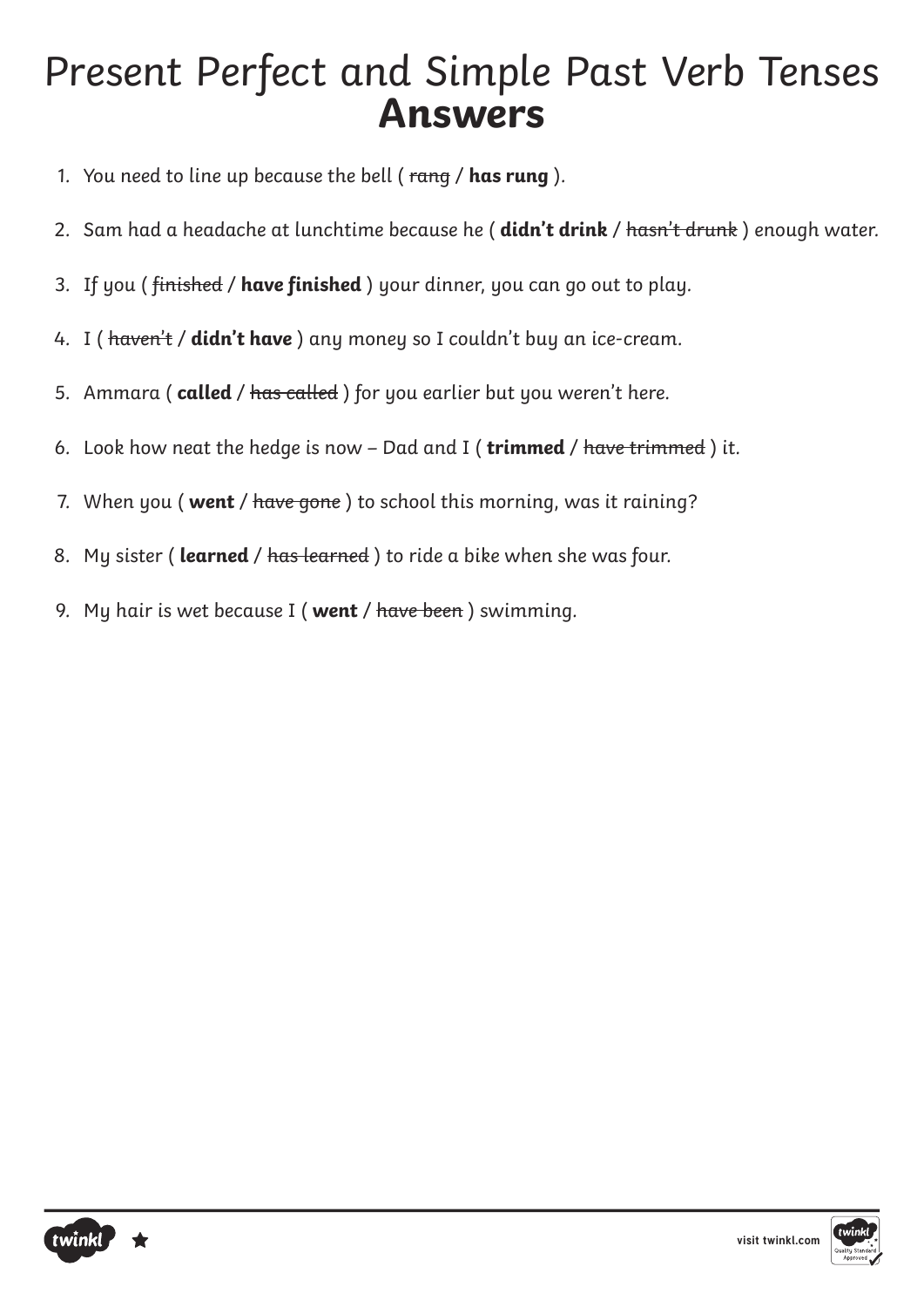# Present Perfect and Simple Past Verb Tenses **Answers**

1. You need to line up because the bell ( ~~rang~~ / **has rung** ).
2. Sam had a headache at lunchtime because he ( **didn't drink** / ~~hasn't drunk~~ ) enough water.
3. If you ( ~~finished~~ / **have finished** ) your dinner, you can go out to play.
4. I ( ~~haven't~~ / **didn't have** ) any money so I couldn't buy an ice-cream.
5. Ammara ( **called** / ~~has called~~ ) for you earlier but you weren't here.
6. Look how neat the hedge is now – Dad and I ( **trimmed** / ~~have trimmed~~ ) it.
7. When you ( **went** / ~~have gone~~ ) to school this morning, was it raining?
8. My sister ( **learned** / ~~has learned~~ ) to ride a bike when she was four.
9. My hair is wet because I ( **went** / ~~have been~~ ) swimming.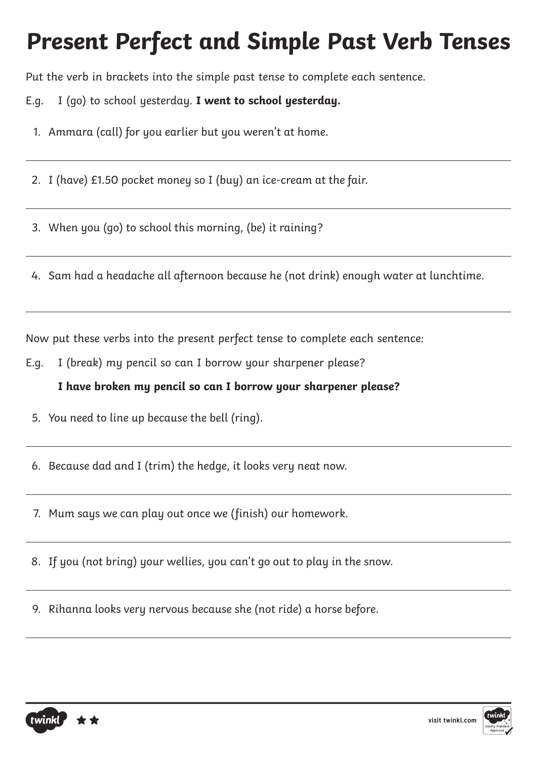# Present Perfect and Simple Past Verb Tenses

*Put the verb in brackets into the simple past tense to complete each sentence.*

E.g. I (go) to school yesterday. **I went to school yesterday.**

1. Ammara (call) for you earlier but you weren't at home.
2. I (have) £1.50 pocket money so I (buy) an ice-cream at the fair.
3. When you (go) to school this morning, (be) it raining?
4. Sam had a headache all afternoon because he (not drink) enough water at lunchtime.

*Now put these verbs into the present perfect tense to complete each sentence:*

E.g. I (break) my pencil so can I borrow your sharpener please?

**I have broken my pencil so can I borrow your sharpener please?**

5. You need to line up because the bell (ring).
6. Because dad and I (trim) the hedge, it looks very neat now.
7. Mum says we can play out once we (finish) our homework.
8. If you (not bring) your wellies, you can't go out to play in the snow.
9. Rihanna looks very nervous because she (not ride) a horse before.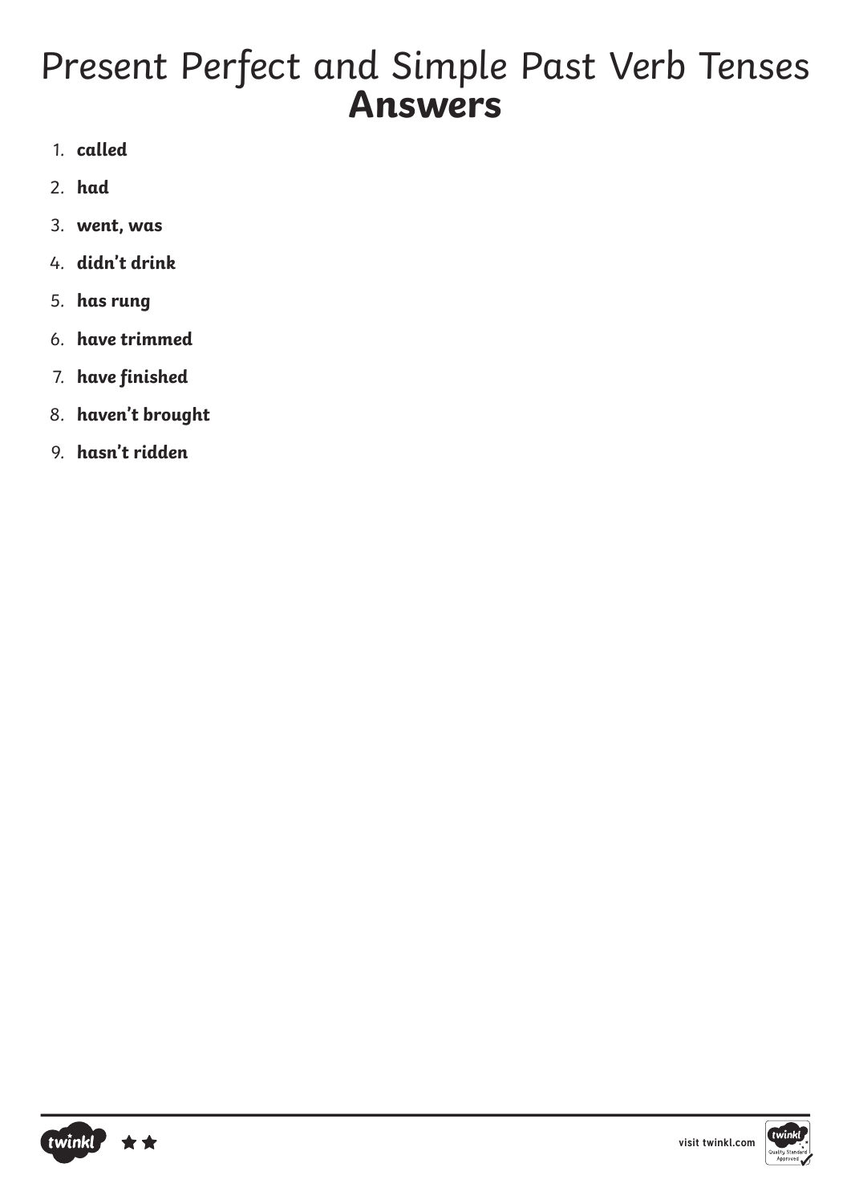# Present Perfect and Simple Past Verb Tenses
## **Answers**

1. ***called***
2. ***had***
3. ***went, was***
4. ***didn't drink***
5. ***has rung***
6. ***have trimmed***
7. ***have finished***
8. ***haven't brought***
9. ***hasn't ridden***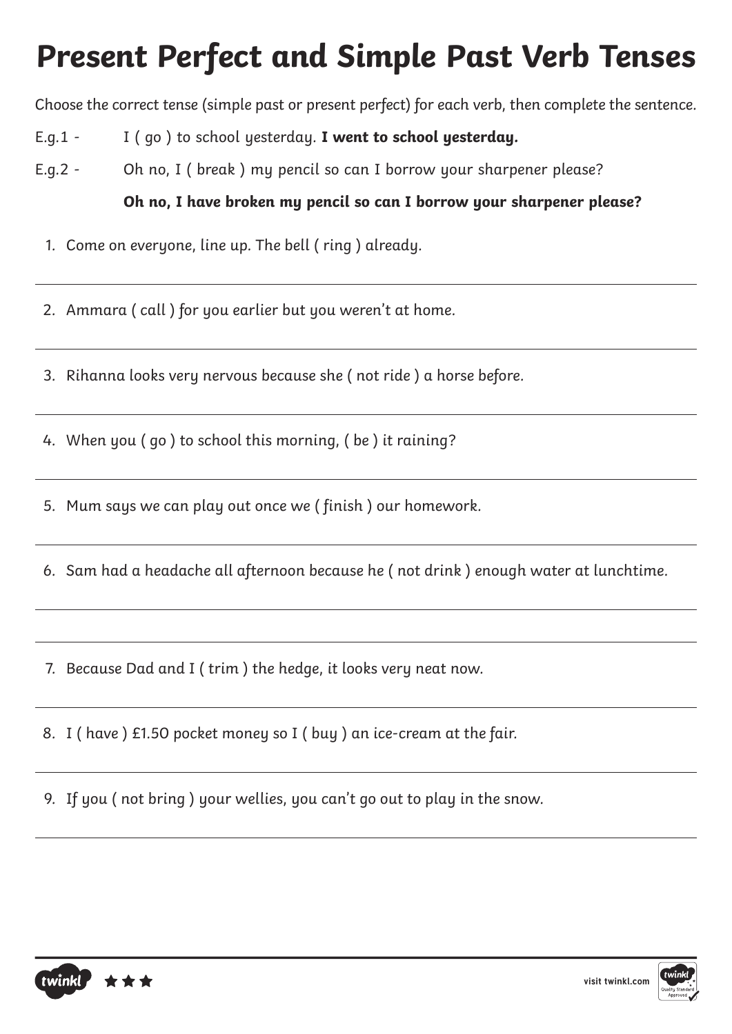# Present Perfect and Simple Past Verb Tenses

Choose the correct tense (simple past or present perfect) for each verb, then complete the sentence.

E.g.1 - I ( go ) to school yesterday. **I went to school yesterday.**

E.g.2 - Oh no, I ( break ) my pencil so can I borrow your sharpener please?

**Oh no, I have broken my pencil so can I borrow your sharpener please?**

1. Come on everyone, line up. The bell ( ring ) already.

2. Ammara ( call ) for you earlier but you weren't at home.

3. Rihanna looks very nervous because she ( not ride ) a horse before.

4. When you ( go ) to school this morning, ( be ) it raining?

5. Mum says we can play out once we ( finish ) our homework.

6. Sam had a headache all afternoon because he ( not drink ) enough water at lunchtime.

7. Because Dad and I ( trim ) the hedge, it looks very neat now.

8. I ( have ) £1.50 pocket money so I ( buy ) an ice-cream at the fair.

9. If you ( not bring ) your wellies, you can't go out to play in the snow.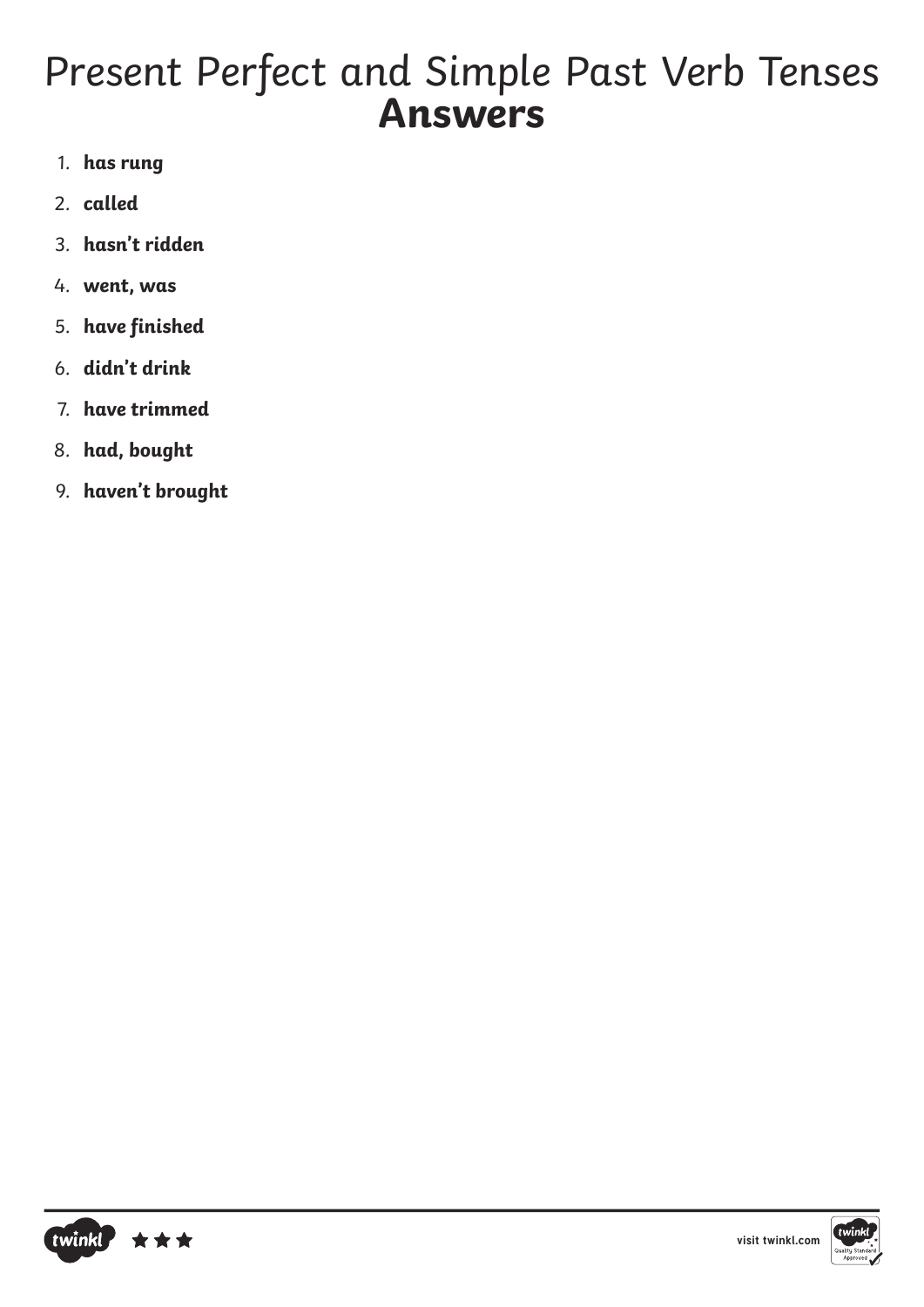# Present Perfect and Simple Past Verb Tenses
## Answers

1. ***has rung***
2. ***called***
3. ***hasn't ridden***
4. ***went, was***
5. ***have finished***
6. ***didn't drink***
7. ***have trimmed***
8. ***had, bought***
9. ***haven't brought***